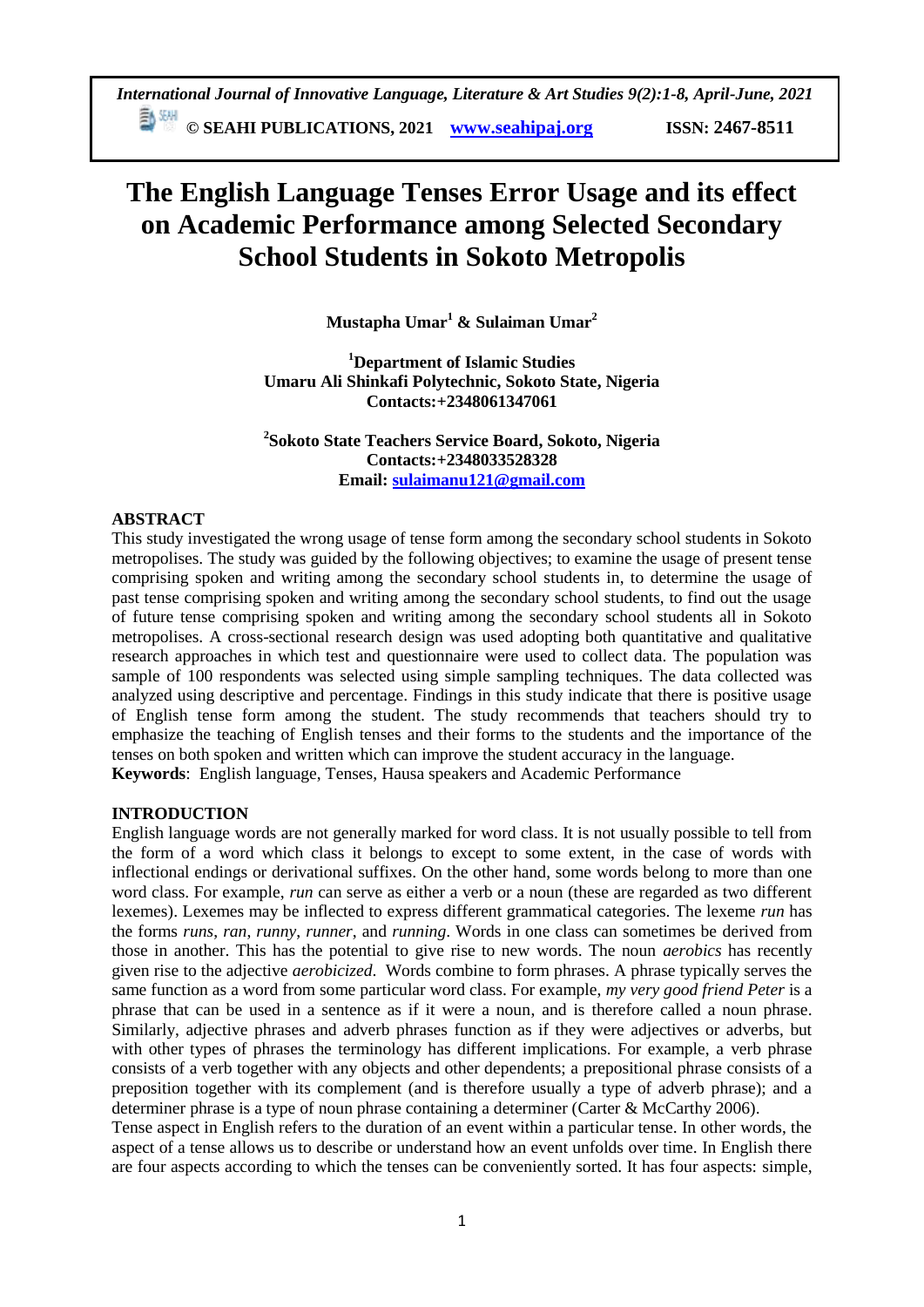# The English Language Tenses Error Usage and its effect on Academic Performance among Selected Secondary School Students in Sokoto Metropolis

**Mustapha Umar[1] & Sulaiman Umar[2]**

**[1]Department of Islamic Studies**
**Umaru Ali Shinkafi Polytechnic, Sokoto State, Nigeria**
**Contacts:+2348061347061**

**[2]Sokoto State Teachers Service Board, Sokoto, Nigeria**
**Contacts:+2348033528328**
**Email: sulaimanu121@gmail.com**

## ABSTRACT

This study investigated the wrong usage of tense form among the secondary school students in Sokoto metropolises. The study was guided by the following objectives; to examine the usage of present tense comprising spoken and writing among the secondary school students in, to determine the usage of past tense comprising spoken and writing among the secondary school students, to find out the usage of future tense comprising spoken and writing among the secondary school students all in Sokoto metropolises. A cross-sectional research design was used adopting both quantitative and qualitative research approaches in which test and questionnaire were used to collect data. The population was sample of 100 respondents was selected using simple sampling techniques. The data collected was analyzed using descriptive and percentage. Findings in this study indicate that there is positive usage of English tense form among the student. The study recommends that teachers should try to emphasize the teaching of English tenses and their forms to the students and the importance of the tenses on both spoken and written which can improve the student accuracy in the language.

**Keywords**: English language, Tenses, Hausa speakers and Academic Performance

## INTRODUCTION

English language words are not generally marked for word class. It is not usually possible to tell from the form of a word which class it belongs to except to some extent, in the case of words with inflectional endings or derivational suffixes. On the other hand, some words belong to more than one word class. For example, *run* can serve as either a verb or a noun (these are regarded as two different lexemes). Lexemes may be inflected to express different grammatical categories. The lexeme *run* has the forms *runs*, *ran*, *runny*, *runner*, and *running*. Words in one class can sometimes be derived from those in another. This has the potential to give rise to new words. The noun *aerobics* has recently given rise to the adjective *aerobicized*. Words combine to form phrases. A phrase typically serves the same function as a word from some particular word class. For example, *my very good friend Peter* is a phrase that can be used in a sentence as if it were a noun, and is therefore called a noun phrase. Similarly, adjective phrases and adverb phrases function as if they were adjectives or adverbs, but with other types of phrases the terminology has different implications. For example, a verb phrase consists of a verb together with any objects and other dependents; a prepositional phrase consists of a preposition together with its complement (and is therefore usually a type of adverb phrase); and a determiner phrase is a type of noun phrase containing a determiner (Carter & McCarthy 2006).

Tense aspect in English refers to the duration of an event within a particular tense. In other words, the aspect of a tense allows us to describe or understand how an event unfolds over time. In English there are four aspects according to which the tenses can be conveniently sorted. It has four aspects: simple,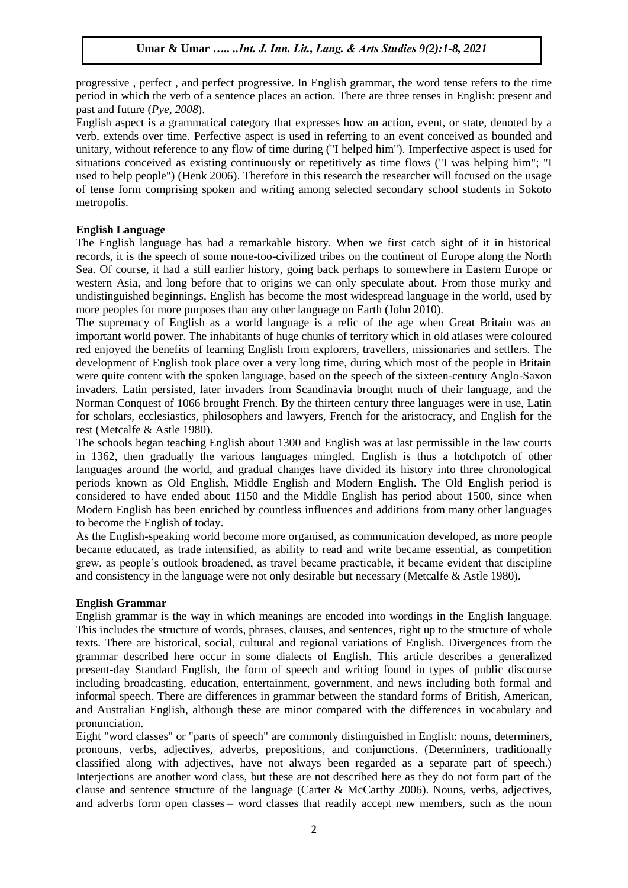progressive , perfect , and perfect progressive. In English grammar, the word tense refers to the time period in which the verb of a sentence places an action. There are three tenses in English: present and past and future (*Pye, 2008*).

English aspect is a grammatical category that expresses how an action, event, or state, denoted by a verb, extends over time. Perfective aspect is used in referring to an event conceived as bounded and unitary, without reference to any flow of time during ("I helped him"). Imperfective aspect is used for situations conceived as existing continuously or repetitively as time flows ("I was helping him"; "I used to help people") (Henk 2006). Therefore in this research the researcher will focused on the usage of tense form comprising spoken and writing among selected secondary school students in Sokoto metropolis.

## English Language

The English language has had a remarkable history. When we first catch sight of it in historical records, it is the speech of some none-too-civilized tribes on the continent of Europe along the North Sea. Of course, it had a still earlier history, going back perhaps to somewhere in Eastern Europe or western Asia, and long before that to origins we can only speculate about. From those murky and undistinguished beginnings, English has become the most widespread language in the world, used by more peoples for more purposes than any other language on Earth (John 2010).

The supremacy of English as a world language is a relic of the age when Great Britain was an important world power. The inhabitants of huge chunks of territory which in old atlases were coloured red enjoyed the benefits of learning English from explorers, travellers, missionaries and settlers. The development of English took place over a very long time, during which most of the people in Britain were quite content with the spoken language, based on the speech of the sixteen-century Anglo-Saxon invaders. Latin persisted, later invaders from Scandinavia brought much of their language, and the Norman Conquest of 1066 brought French. By the thirteen century three languages were in use, Latin for scholars, ecclesiastics, philosophers and lawyers, French for the aristocracy, and English for the rest (Metcalfe & Astle 1980).

The schools began teaching English about 1300 and English was at last permissible in the law courts in 1362, then gradually the various languages mingled. English is thus a hotchpotch of other languages around the world, and gradual changes have divided its history into three chronological periods known as Old English, Middle English and Modern English. The Old English period is considered to have ended about 1150 and the Middle English has period about 1500, since when Modern English has been enriched by countless influences and additions from many other languages to become the English of today.

As the English-speaking world become more organised, as communication developed, as more people became educated, as trade intensified, as ability to read and write became essential, as competition grew, as people's outlook broadened, as travel became practicable, it became evident that discipline and consistency in the language were not only desirable but necessary (Metcalfe & Astle 1980).

## English Grammar

English grammar is the way in which meanings are encoded into wordings in the English language. This includes the structure of words, phrases, clauses, and sentences, right up to the structure of whole texts. There are historical, social, cultural and regional variations of English. Divergences from the grammar described here occur in some dialects of English. This article describes a generalized present-day Standard English, the form of speech and writing found in types of public discourse including broadcasting, education, entertainment, government, and news including both formal and informal speech. There are differences in grammar between the standard forms of British, American, and Australian English, although these are minor compared with the differences in vocabulary and pronunciation.

Eight "word classes" or "parts of speech" are commonly distinguished in English: nouns, determiners, pronouns, verbs, adjectives, adverbs, prepositions, and conjunctions. (Determiners, traditionally classified along with adjectives, have not always been regarded as a separate part of speech.) Interjections are another word class, but these are not described here as they do not form part of the clause and sentence structure of the language (Carter & McCarthy 2006). Nouns, verbs, adjectives, and adverbs form open classes – word classes that readily accept new members, such as the noun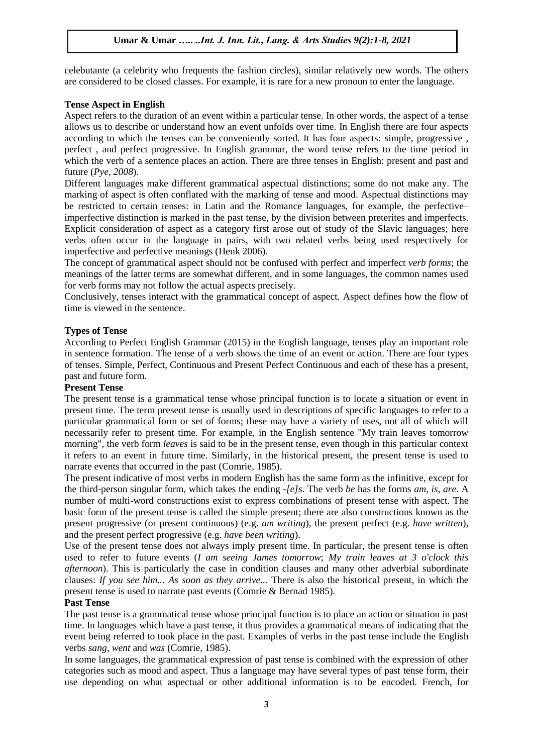celebutante (a celebrity who frequents the fashion circles), similar relatively new words. The others are considered to be closed classes. For example, it is rare for a new pronoun to enter the language.

### Tense Aspect in English

Aspect refers to the duration of an event within a particular tense. In other words, the aspect of a tense allows us to describe or understand how an event unfolds over time. In English there are four aspects according to which the tenses can be conveniently sorted. It has four aspects: simple, progressive , perfect , and perfect progressive. In English grammar, the word tense refers to the time period in which the verb of a sentence places an action. There are three tenses in English: present and past and future (*Pye, 2008*).

Different languages make different grammatical aspectual distinctions; some do not make any. The marking of aspect is often conflated with the marking of tense and mood. Aspectual distinctions may be restricted to certain tenses: in Latin and the Romance languages, for example, the perfective–imperfective distinction is marked in the past tense, by the division between preterites and imperfects. Explicit consideration of aspect as a category first arose out of study of the Slavic languages; here verbs often occur in the language in pairs, with two related verbs being used respectively for imperfective and perfective meanings (Henk 2006).

The concept of grammatical aspect should not be confused with perfect and imperfect *verb forms*; the meanings of the latter terms are somewhat different, and in some languages, the common names used for verb forms may not follow the actual aspects precisely.

Conclusively, tenses interact with the grammatical concept of aspect. Aspect defines how the flow of time is viewed in the sentence.

### Types of Tense

According to Perfect English Grammar (2015) in the English language, tenses play an important role in sentence formation. The tense of a verb shows the time of an event or action. There are four types of tenses. Simple, Perfect, Continuous and Present Perfect Continuous and each of these has a present, past and future form.

### Present Tense

The present tense is a grammatical tense whose principal function is to locate a situation or event in present time. The term present tense is usually used in descriptions of specific languages to refer to a particular grammatical form or set of forms; these may have a variety of uses, not all of which will necessarily refer to present time. For example, in the English sentence "My train leaves tomorrow morning", the verb form *leaves* is said to be in the present tense, even though in this particular context it refers to an event in future time. Similarly, in the historical present, the present tense is used to narrate events that occurred in the past (Comrie, 1985).

The present indicative of most verbs in modern English has the same form as the infinitive, except for the third-person singular form, which takes the ending *-[e]s*. The verb *be* has the forms *am*, *is*, *are*. A number of multi-word constructions exist to express combinations of present tense with aspect. The basic form of the present tense is called the simple present; there are also constructions known as the present progressive (or present continuous) (e.g. *am writing*), the present perfect (e.g. *have written*), and the present perfect progressive (e.g. *have been writing*).

Use of the present tense does not always imply present time. In particular, the present tense is often used to refer to future events (*I am seeing James tomorrow*; *My train leaves at 3 o'clock this afternoon*). This is particularly the case in condition clauses and many other adverbial subordinate clauses: *If you see him... As soon as they arrive...* There is also the historical present, in which the present tense is used to narrate past events (Comrie & Bernad 1985).

### Past Tense

The past tense is a grammatical tense whose principal function is to place an action or situation in past time. In languages which have a past tense, it thus provides a grammatical means of indicating that the event being referred to took place in the past. Examples of verbs in the past tense include the English verbs *sang*, *went* and *was* (Comrie, 1985).

In some languages, the grammatical expression of past tense is combined with the expression of other categories such as mood and aspect. Thus a language may have several types of past tense form, their use depending on what aspectual or other additional information is to be encoded. French, for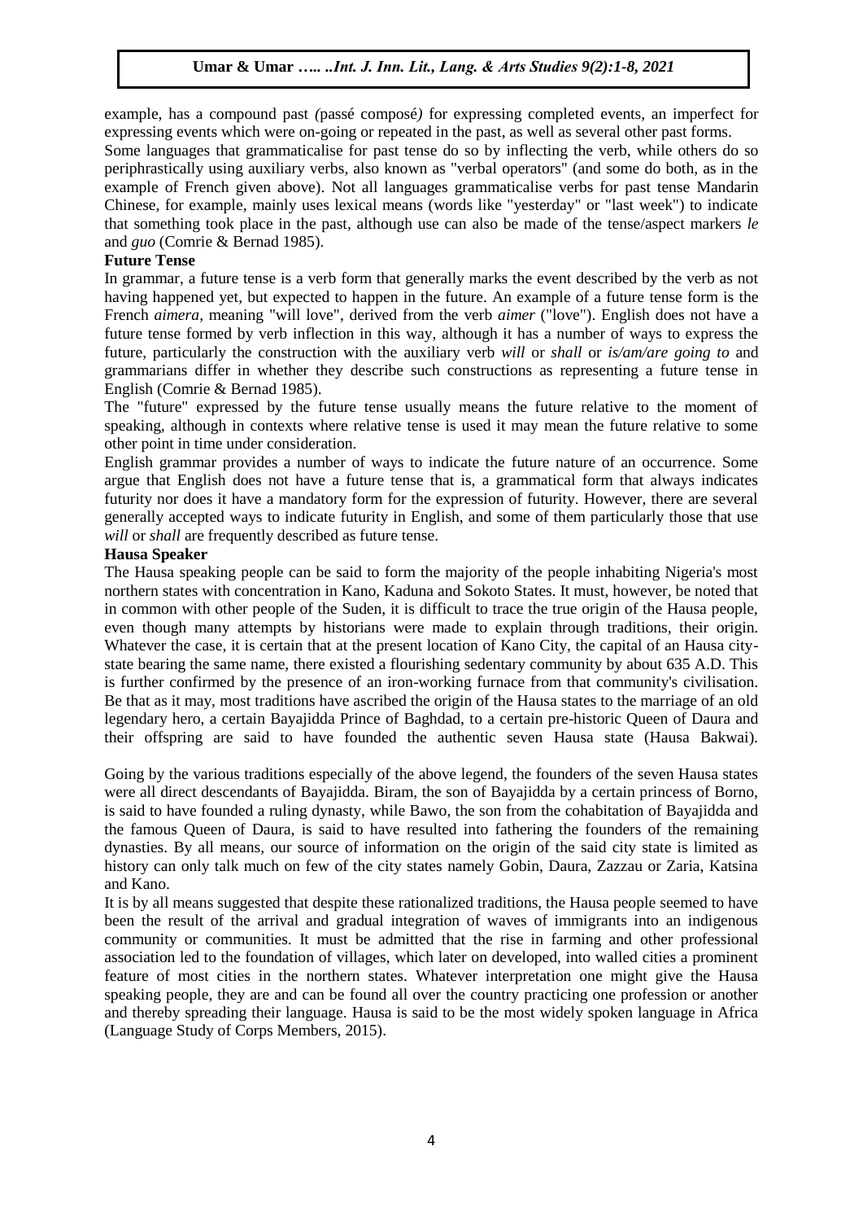example, has a compound past *(*passé composé*)* for expressing completed events, an imperfect for expressing events which were on-going or repeated in the past, as well as several other past forms.

Some languages that grammaticalise for past tense do so by inflecting the verb, while others do so periphrastically using auxiliary verbs, also known as "verbal operators" (and some do both, as in the example of French given above). Not all languages grammaticalise verbs for past tense Mandarin Chinese, for example, mainly uses lexical means (words like "yesterday" or "last week") to indicate that something took place in the past, although use can also be made of the tense/aspect markers *le* and *guo* (Comrie & Bernad 1985).

**Future Tense**

In grammar, a future tense is a verb form that generally marks the event described by the verb as not having happened yet, but expected to happen in the future. An example of a future tense form is the French *aimera*, meaning "will love", derived from the verb *aimer* ("love"). English does not have a future tense formed by verb inflection in this way, although it has a number of ways to express the future, particularly the construction with the auxiliary verb *will* or *shall* or *is/am/are going to* and grammarians differ in whether they describe such constructions as representing a future tense in English (Comrie & Bernad 1985).

The "future" expressed by the future tense usually means the future relative to the moment of speaking, although in contexts where relative tense is used it may mean the future relative to some other point in time under consideration.

English grammar provides a number of ways to indicate the future nature of an occurrence. Some argue that English does not have a future tense that is, a grammatical form that always indicates futurity nor does it have a mandatory form for the expression of futurity. However, there are several generally accepted ways to indicate futurity in English, and some of them particularly those that use *will* or *shall* are frequently described as future tense.

**Hausa Speaker**

The Hausa speaking people can be said to form the majority of the people inhabiting Nigeria's most northern states with concentration in Kano, Kaduna and Sokoto States. It must, however, be noted that in common with other people of the Suden, it is difficult to trace the true origin of the Hausa people, even though many attempts by historians were made to explain through traditions, their origin. Whatever the case, it is certain that at the present location of Kano City, the capital of an Hausa city-state bearing the same name, there existed a flourishing sedentary community by about 635 A.D. This is further confirmed by the presence of an iron-working furnace from that community's civilisation. Be that as it may, most traditions have ascribed the origin of the Hausa states to the marriage of an old legendary hero, a certain Bayajidda Prince of Baghdad, to a certain pre-historic Queen of Daura and their offspring are said to have founded the authentic seven Hausa state (Hausa Bakwai).

Going by the various traditions especially of the above legend, the founders of the seven Hausa states were all direct descendants of Bayajidda. Biram, the son of Bayajidda by a certain princess of Borno, is said to have founded a ruling dynasty, while Bawo, the son from the cohabitation of Bayajidda and the famous Queen of Daura, is said to have resulted into fathering the founders of the remaining dynasties. By all means, our source of information on the origin of the said city state is limited as history can only talk much on few of the city states namely Gobin, Daura, Zazzau or Zaria, Katsina and Kano.

It is by all means suggested that despite these rationalized traditions, the Hausa people seemed to have been the result of the arrival and gradual integration of waves of immigrants into an indigenous community or communities. It must be admitted that the rise in farming and other professional association led to the foundation of villages, which later on developed, into walled cities a prominent feature of most cities in the northern states. Whatever interpretation one might give the Hausa speaking people, they are and can be found all over the country practicing one profession or another and thereby spreading their language. Hausa is said to be the most widely spoken language in Africa (Language Study of Corps Members, 2015).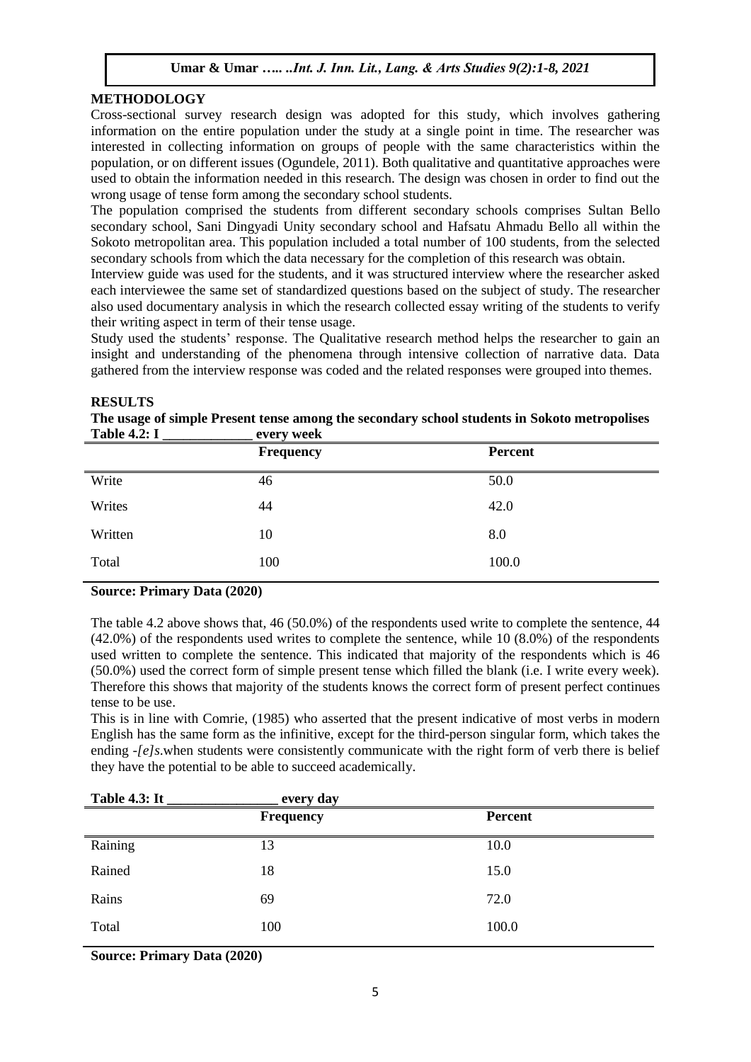## METHODOLOGY

Cross-sectional survey research design was adopted for this study, which involves gathering information on the entire population under the study at a single point in time. The researcher was interested in collecting information on groups of people with the same characteristics within the population, or on different issues (Ogundele, 2011). Both qualitative and quantitative approaches were used to obtain the information needed in this research. The design was chosen in order to find out the wrong usage of tense form among the secondary school students.

The population comprised the students from different secondary schools comprises Sultan Bello secondary school, Sani Dingyadi Unity secondary school and Hafsatu Ahmadu Bello all within the Sokoto metropolitan area. This population included a total number of 100 students, from the selected secondary schools from which the data necessary for the completion of this research was obtain.

Interview guide was used for the students, and it was structured interview where the researcher asked each interviewee the same set of standardized questions based on the subject of study. The researcher also used documentary analysis in which the research collected essay writing of the students to verify their writing aspect in term of their tense usage.

Study used the students' response. The Qualitative research method helps the researcher to gain an insight and understanding of the phenomena through intensive collection of narrative data. Data gathered from the interview response was coded and the related responses were grouped into themes.

## RESULTS

**The usage of simple Present tense among the secondary school students in Sokoto metropolises**

**Table 4.2: I _____________ every week**

| | Frequency | Percent |
|---|---|---|
| Write | 46 | 50.0 |
| Writes | 44 | 42.0 |
| Written | 10 | 8.0 |
| Total | 100 | 100.0 |

**Source: Primary Data (2020)**

The table 4.2 above shows that, 46 (50.0%) of the respondents used write to complete the sentence, 44 (42.0%) of the respondents used writes to complete the sentence, while 10 (8.0%) of the respondents used written to complete the sentence. This indicated that majority of the respondents which is 46 (50.0%) used the correct form of simple present tense which filled the blank (i.e. I write every week). Therefore this shows that majority of the students knows the correct form of present perfect continues tense to be use.

This is in line with Comrie, (1985) who asserted that the present indicative of most verbs in modern English has the same form as the infinitive, except for the third-person singular form, which takes the ending *-[e]s*.when students were consistently communicate with the right form of verb there is belief they have the potential to be able to succeed academically.

**Table 4.3: It ________________ every day**

| | Frequency | Percent |
|---|---|---|
| Raining | 13 | 10.0 |
| Rained | 18 | 15.0 |
| Rains | 69 | 72.0 |
| Total | 100 | 100.0 |

**Source: Primary Data (2020)**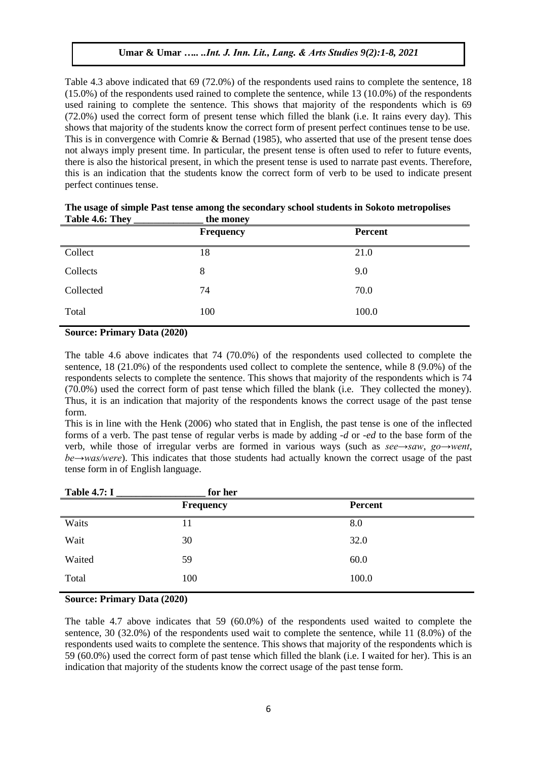Table 4.3 above indicated that 69 (72.0%) of the respondents used rains to complete the sentence, 18 (15.0%) of the respondents used rained to complete the sentence, while 13 (10.0%) of the respondents used raining to complete the sentence. This shows that majority of the respondents which is 69 (72.0%) used the correct form of present tense which filled the blank (i.e. It rains every day). This shows that majority of the students know the correct form of present perfect continues tense to be use. This is in convergence with Comrie & Bernad (1985), who asserted that use of the present tense does not always imply present time. In particular, the present tense is often used to refer to future events, there is also the historical present, in which the present tense is used to narrate past events. Therefore, this is an indication that the students know the correct form of verb to be used to indicate present perfect continues tense.

**The usage of simple Past tense among the secondary school students in Sokoto metropolises**

**Table 4.6: They \_\_\_\_\_\_\_\_\_\_\_\_\_\_ the money**

| | Frequency | Percent |
|---|---|---|
| Collect | 18 | 21.0 |
| Collects | 8 | 9.0 |
| Collected | 74 | 70.0 |
| Total | 100 | 100.0 |

**Source: Primary Data (2020)**

The table 4.6 above indicates that 74 (70.0%) of the respondents used collected to complete the sentence, 18 (21.0%) of the respondents used collect to complete the sentence, while 8 (9.0%) of the respondents selects to complete the sentence. This shows that majority of the respondents which is 74 (70.0%) used the correct form of past tense which filled the blank (i.e. They collected the money). Thus, it is an indication that majority of the respondents knows the correct usage of the past tense form.

This is in line with the Henk (2006) who stated that in English, the past tense is one of the inflected forms of a verb. The past tense of regular verbs is made by adding *-d* or *-ed* to the base form of the verb, while those of irregular verbs are formed in various ways (such as *see→saw*, *go→went*, *be→was/were*). This indicates that those students had actually known the correct usage of the past tense form in of English language.

**Table 4.7: I \_\_\_\_\_\_\_\_\_\_\_\_\_\_\_\_\_\_ for her**

| | Frequency | Percent |
|---|---|---|
| Waits | 11 | 8.0 |
| Wait | 30 | 32.0 |
| Waited | 59 | 60.0 |
| Total | 100 | 100.0 |

**Source: Primary Data (2020)**

The table 4.7 above indicates that 59 (60.0%) of the respondents used waited to complete the sentence, 30 (32.0%) of the respondents used wait to complete the sentence, while 11 (8.0%) of the respondents used waits to complete the sentence. This shows that majority of the respondents which is 59 (60.0%) used the correct form of past tense which filled the blank (i.e. I waited for her). This is an indication that majority of the students know the correct usage of the past tense form.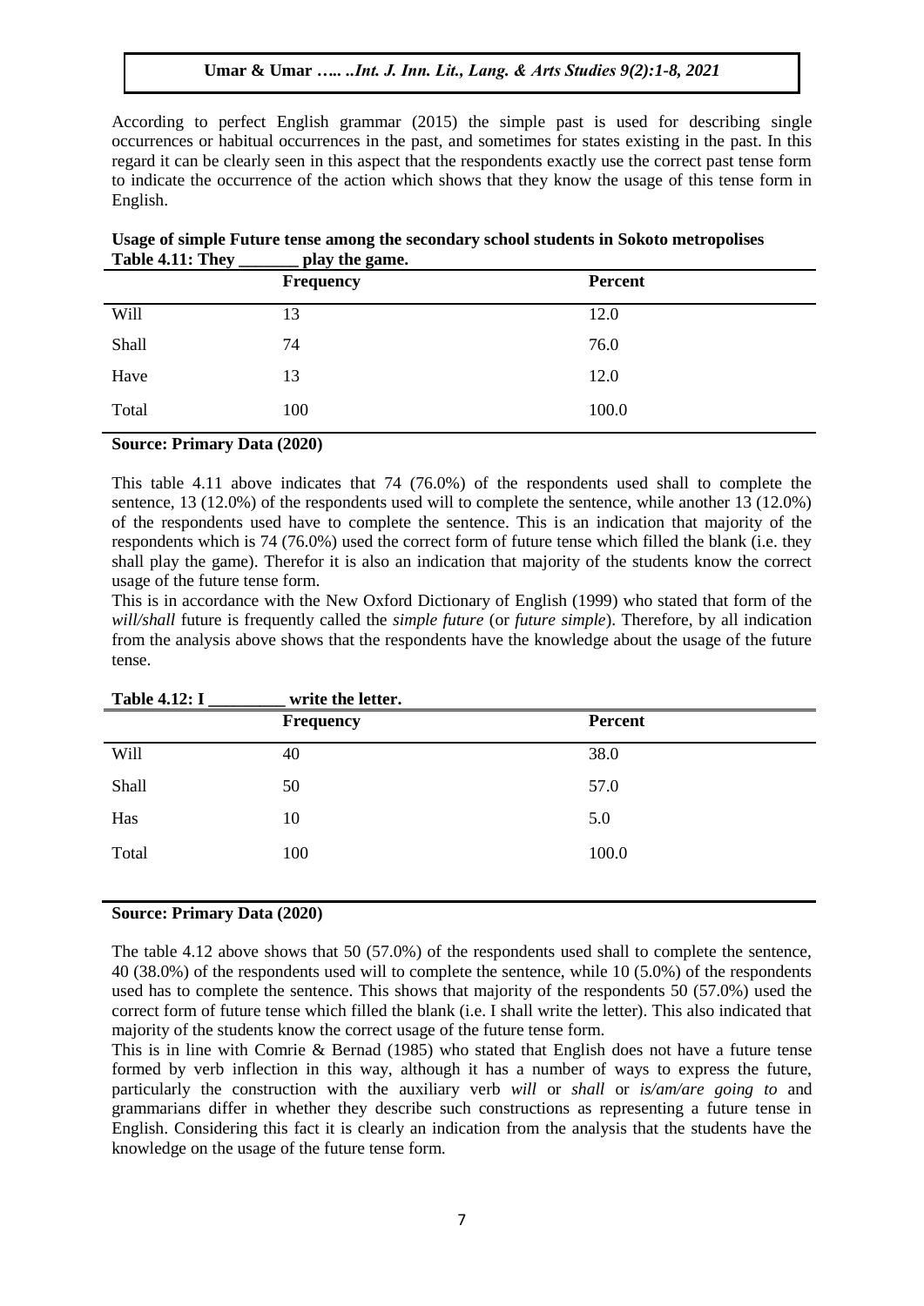According to perfect English grammar (2015) the simple past is used for describing single occurrences or habitual occurrences in the past, and sometimes for states existing in the past. In this regard it can be clearly seen in this aspect that the respondents exactly use the correct past tense form to indicate the occurrence of the action which shows that they know the usage of this tense form in English.

**Usage of simple Future tense among the secondary school students in Sokoto metropolises**

**Table 4.11: They _______ play the game.**

| | Frequency | Percent |
|---|---|---|
| Will | 13 | 12.0 |
| Shall | 74 | 76.0 |
| Have | 13 | 12.0 |
| Total | 100 | 100.0 |

**Source: Primary Data (2020)**

This table 4.11 above indicates that 74 (76.0%) of the respondents used shall to complete the sentence, 13 (12.0%) of the respondents used will to complete the sentence, while another 13 (12.0%) of the respondents used have to complete the sentence. This is an indication that majority of the respondents which is 74 (76.0%) used the correct form of future tense which filled the blank (i.e. they shall play the game). Therefor it is also an indication that majority of the students know the correct usage of the future tense form.

This is in accordance with the New Oxford Dictionary of English (1999) who stated that form of the *will/shall* future is frequently called the *simple future* (or *future simple*). Therefore, by all indication from the analysis above shows that the respondents have the knowledge about the usage of the future tense.

**Table 4.12: I _________ write the letter.**

| | Frequency | Percent |
|---|---|---|
| Will | 40 | 38.0 |
| Shall | 50 | 57.0 |
| Has | 10 | 5.0 |
| Total | 100 | 100.0 |

**Source: Primary Data (2020)**

The table 4.12 above shows that 50 (57.0%) of the respondents used shall to complete the sentence, 40 (38.0%) of the respondents used will to complete the sentence, while 10 (5.0%) of the respondents used has to complete the sentence. This shows that majority of the respondents 50 (57.0%) used the correct form of future tense which filled the blank (i.e. I shall write the letter). This also indicated that majority of the students know the correct usage of the future tense form.

This is in line with Comrie & Bernad (1985) who stated that English does not have a future tense formed by verb inflection in this way, although it has a number of ways to express the future, particularly the construction with the auxiliary verb *will* or *shall* or *is/am/are going to* and grammarians differ in whether they describe such constructions as representing a future tense in English. Considering this fact it is clearly an indication from the analysis that the students have the knowledge on the usage of the future tense form.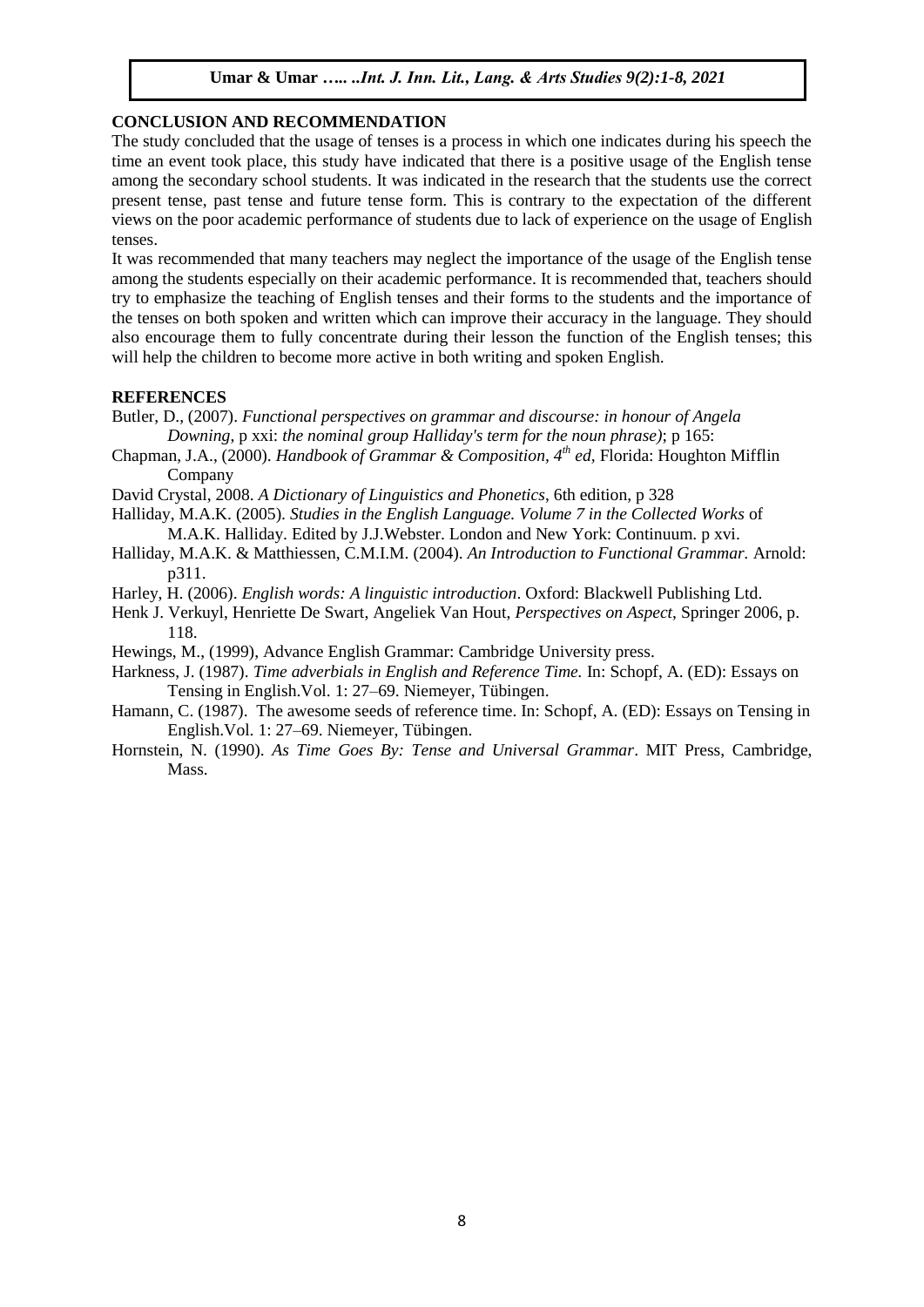## CONCLUSION AND RECOMMENDATION

The study concluded that the usage of tenses is a process in which one indicates during his speech the time an event took place, this study have indicated that there is a positive usage of the English tense among the secondary school students. It was indicated in the research that the students use the correct present tense, past tense and future tense form. This is contrary to the expectation of the different views on the poor academic performance of students due to lack of experience on the usage of English tenses.

It was recommended that many teachers may neglect the importance of the usage of the English tense among the students especially on their academic performance. It is recommended that, teachers should try to emphasize the teaching of English tenses and their forms to the students and the importance of the tenses on both spoken and written which can improve their accuracy in the language. They should also encourage them to fully concentrate during their lesson the function of the English tenses; this will help the children to become more active in both writing and spoken English.

## REFERENCES

Butler, D., (2007). *Functional perspectives on grammar and discourse: in honour of Angela Downing*, p xxi: *the nominal group Halliday's term for the noun phrase)*; p 165:

Chapman, J.A., (2000). *Handbook of Grammar & Composition, 4th ed*, Florida: Houghton Mifflin Company

David Crystal, 2008. *A Dictionary of Linguistics and Phonetics*, 6th edition, p 328

Halliday, M.A.K. (2005). *Studies in the English Language. Volume 7 in the Collected Works* of M.A.K. Halliday. Edited by J.J.Webster. London and New York: Continuum. p xvi.

Halliday, M.A.K. & Matthiessen, C.M.I.M. (2004). *An Introduction to Functional Grammar.* Arnold: p311.

Harley, H. (2006). *English words: A linguistic introduction*. Oxford: Blackwell Publishing Ltd.

Henk J. Verkuyl, Henriette De Swart, Angeliek Van Hout, *Perspectives on Aspect*, Springer 2006, p. 118.

Hewings, M., (1999), Advance English Grammar: Cambridge University press.

Harkness, J. (1987). *Time adverbials in English and Reference Time.* In: Schopf, A. (ED): Essays on Tensing in English.Vol. 1: 27–69. Niemeyer, Tübingen.

Hamann, C. (1987). The awesome seeds of reference time. In: Schopf, A. (ED): Essays on Tensing in English.Vol. 1: 27–69. Niemeyer, Tübingen.

Hornstein, N. (1990). *As Time Goes By: Tense and Universal Grammar*. MIT Press, Cambridge, Mass.